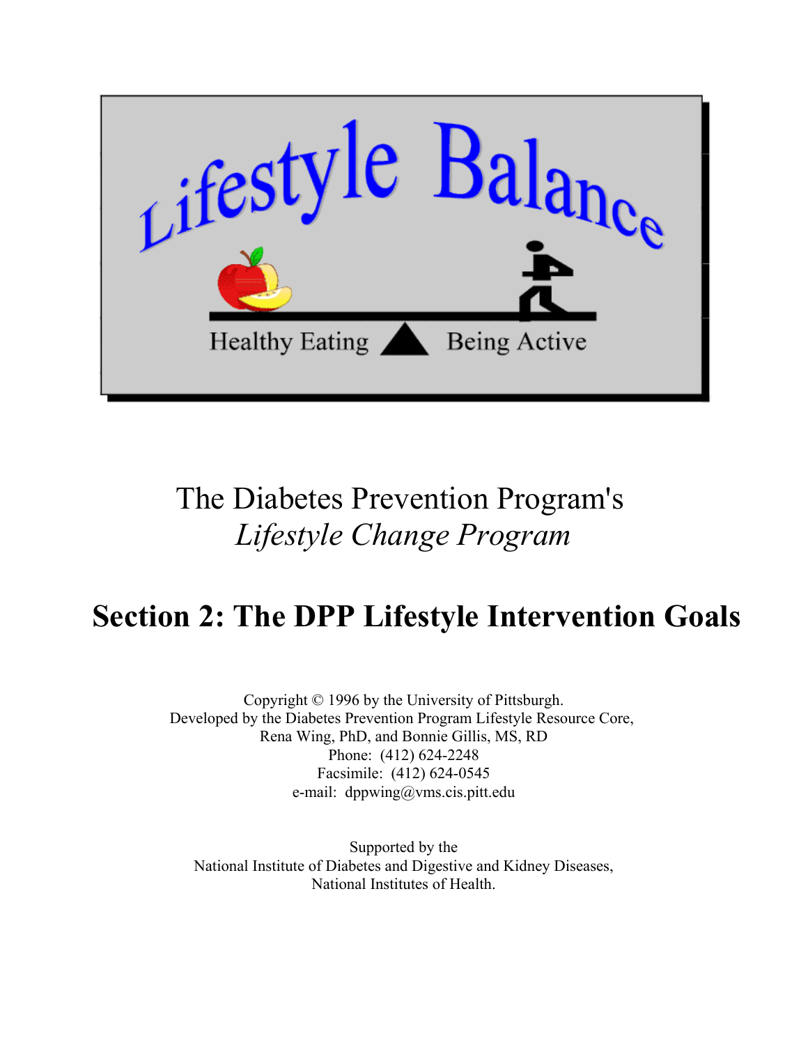Lifestyle Balance

Healthy Eating | Being Active

The Diabetes Prevention Program's
*Lifestyle Change Program*

# Section 2: The DPP Lifestyle Intervention Goals

Copyright © 1996 by the University of Pittsburgh.
Developed by the Diabetes Prevention Program Lifestyle Resource Core,
Rena Wing, PhD, and Bonnie Gillis, MS, RD
Phone: (412) 624-2248
Facsimile: (412) 624-0545
e-mail: dppwing@vms.cis.pitt.edu

Supported by the
National Institute of Diabetes and Digestive and Kidney Diseases,
National Institutes of Health.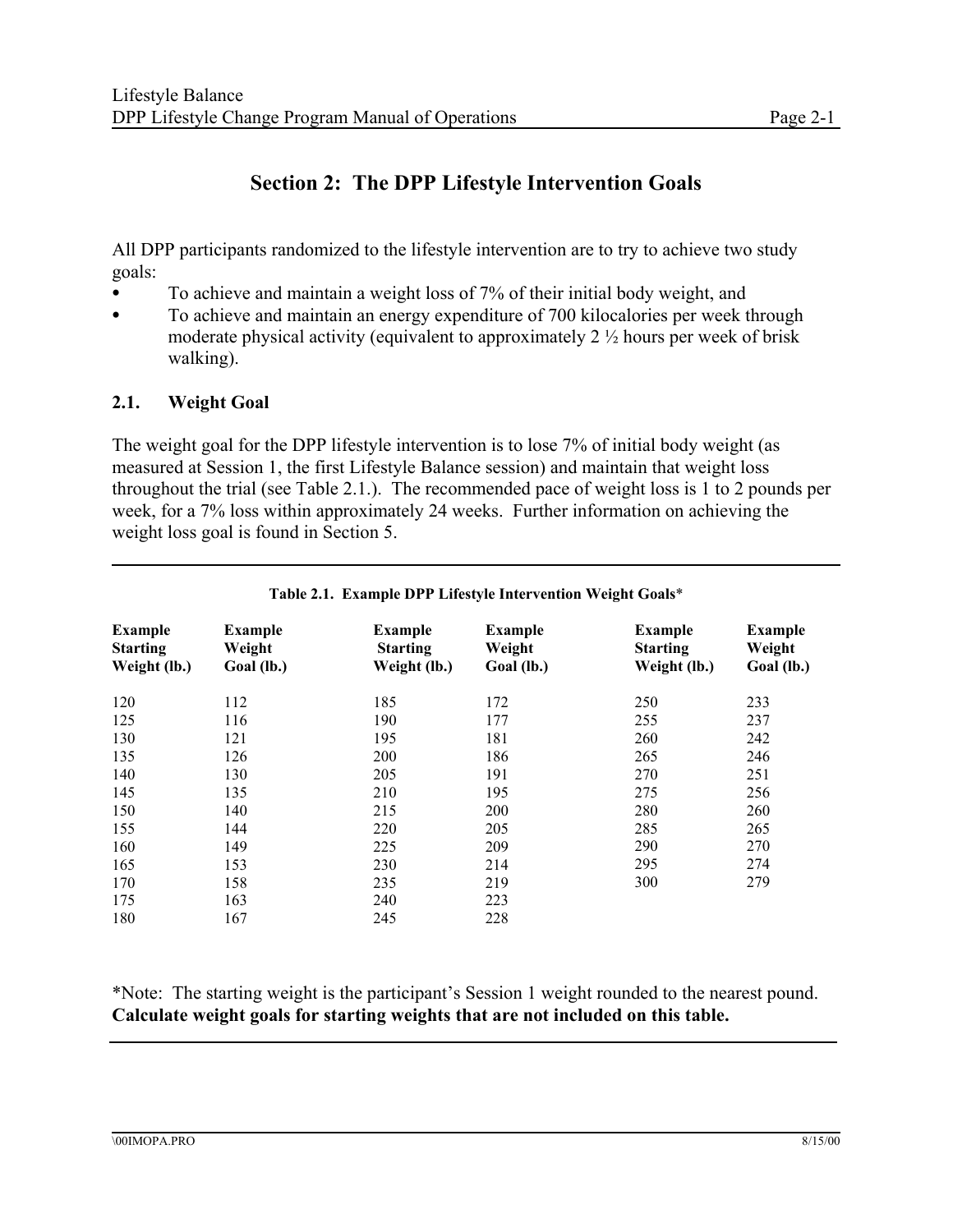# Section 2: The DPP Lifestyle Intervention Goals

All DPP participants randomized to the lifestyle intervention are to try to achieve two study goals:

- To achieve and maintain a weight loss of 7% of their initial body weight, and
- To achieve and maintain an energy expenditure of 700 kilocalories per week through moderate physical activity (equivalent to approximately 2 ½ hours per week of brisk walking).

## 2.1. Weight Goal

The weight goal for the DPP lifestyle intervention is to lose 7% of initial body weight (as measured at Session 1, the first Lifestyle Balance session) and maintain that weight loss throughout the trial (see Table 2.1.). The recommended pace of weight loss is 1 to 2 pounds per week, for a 7% loss within approximately 24 weeks. Further information on achieving the weight loss goal is found in Section 5.

**Table 2.1. Example DPP Lifestyle Intervention Weight Goals***

| Example Starting Weight (lb.) | Example Weight Goal (lb.) | Example Starting Weight (lb.) | Example Weight Goal (lb.) | Example Starting Weight (lb.) | Example Weight Goal (lb.) |
|---|---|---|---|---|---|
| 120 | 112 | 185 | 172 | 250 | 233 |
| 125 | 116 | 190 | 177 | 255 | 237 |
| 130 | 121 | 195 | 181 | 260 | 242 |
| 135 | 126 | 200 | 186 | 265 | 246 |
| 140 | 130 | 205 | 191 | 270 | 251 |
| 145 | 135 | 210 | 195 | 275 | 256 |
| 150 | 140 | 215 | 200 | 280 | 260 |
| 155 | 144 | 220 | 205 | 285 | 265 |
| 160 | 149 | 225 | 209 | 290 | 270 |
| 165 | 153 | 230 | 214 | 295 | 274 |
| 170 | 158 | 235 | 219 | 300 | 279 |
| 175 | 163 | 240 | 223 | | |
| 180 | 167 | 245 | 228 | | |

*Note: The starting weight is the participant's Session 1 weight rounded to the nearest pound. **Calculate weight goals for starting weights that are not included on this table.**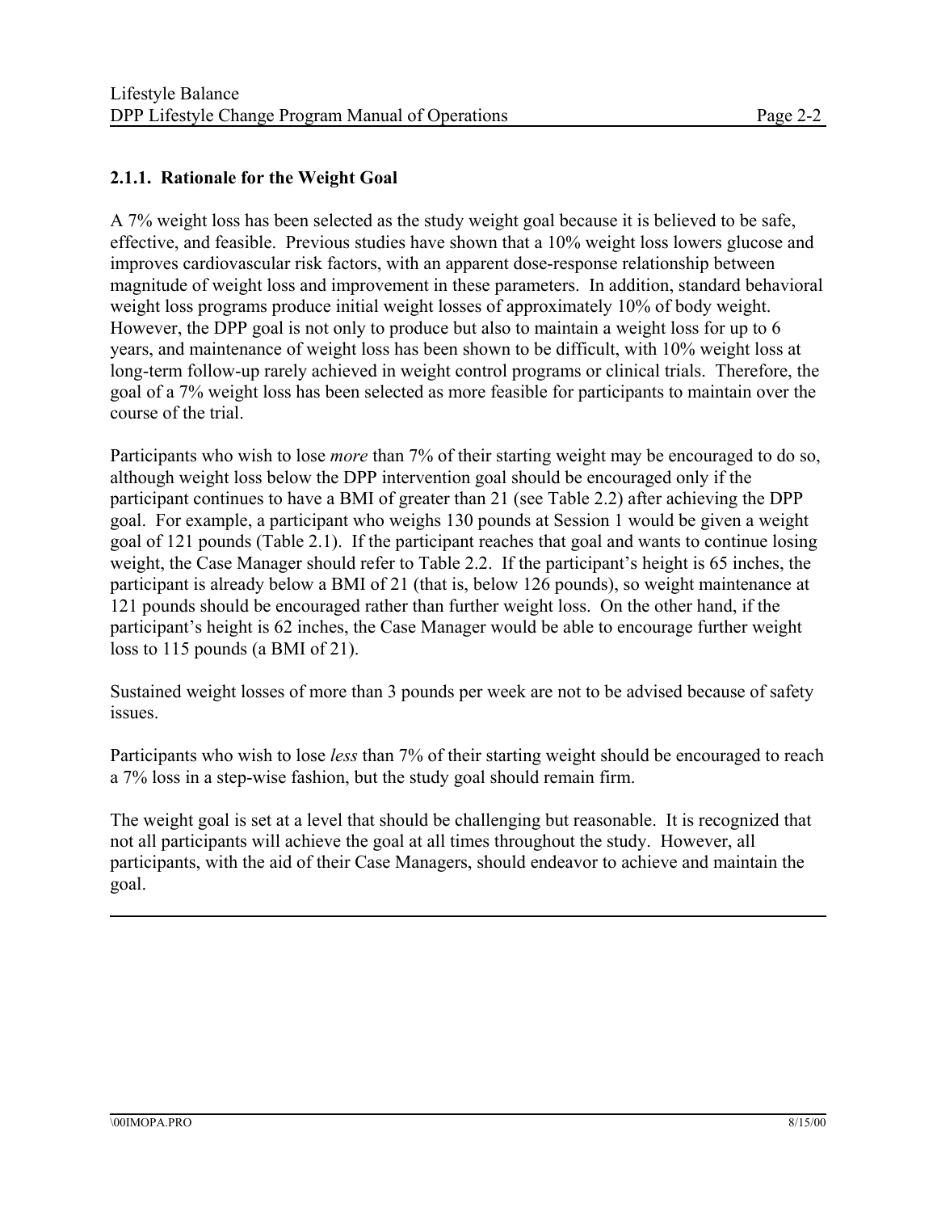### 2.1.1. Rationale for the Weight Goal

A 7% weight loss has been selected as the study weight goal because it is believed to be safe, effective, and feasible. Previous studies have shown that a 10% weight loss lowers glucose and improves cardiovascular risk factors, with an apparent dose-response relationship between magnitude of weight loss and improvement in these parameters. In addition, standard behavioral weight loss programs produce initial weight losses of approximately 10% of body weight. However, the DPP goal is not only to produce but also to maintain a weight loss for up to 6 years, and maintenance of weight loss has been shown to be difficult, with 10% weight loss at long-term follow-up rarely achieved in weight control programs or clinical trials. Therefore, the goal of a 7% weight loss has been selected as more feasible for participants to maintain over the course of the trial.

Participants who wish to lose *more* than 7% of their starting weight may be encouraged to do so, although weight loss below the DPP intervention goal should be encouraged only if the participant continues to have a BMI of greater than 21 (see Table 2.2) after achieving the DPP goal. For example, a participant who weighs 130 pounds at Session 1 would be given a weight goal of 121 pounds (Table 2.1). If the participant reaches that goal and wants to continue losing weight, the Case Manager should refer to Table 2.2. If the participant's height is 65 inches, the participant is already below a BMI of 21 (that is, below 126 pounds), so weight maintenance at 121 pounds should be encouraged rather than further weight loss. On the other hand, if the participant's height is 62 inches, the Case Manager would be able to encourage further weight loss to 115 pounds (a BMI of 21).

Sustained weight losses of more than 3 pounds per week are not to be advised because of safety issues.

Participants who wish to lose *less* than 7% of their starting weight should be encouraged to reach a 7% loss in a step-wise fashion, but the study goal should remain firm.

The weight goal is set at a level that should be challenging but reasonable. It is recognized that not all participants will achieve the goal at all times throughout the study. However, all participants, with the aid of their Case Managers, should endeavor to achieve and maintain the goal.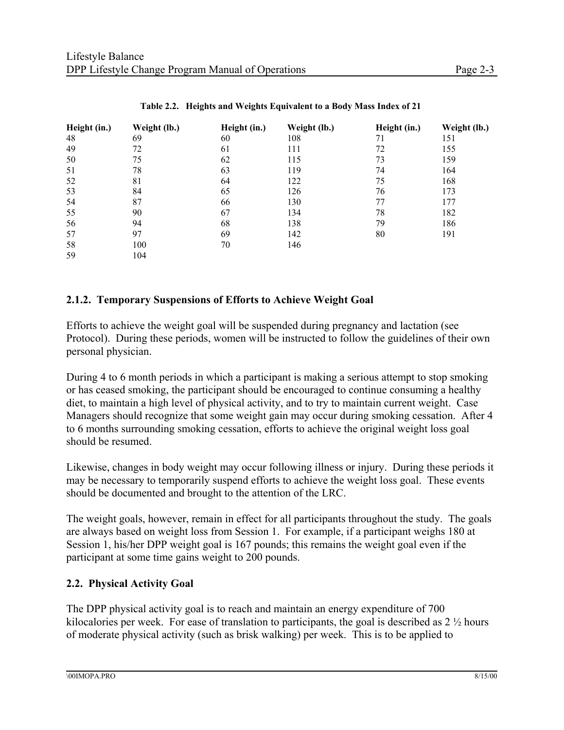**Table 2.2. Heights and Weights Equivalent to a Body Mass Index of 21**

| Height (in.) | Weight (lb.) | Height (in.) | Weight (lb.) | Height (in.) | Weight (lb.) |
|---|---|---|---|---|---|
| 48 | 69 | 60 | 108 | 71 | 151 |
| 49 | 72 | 61 | 111 | 72 | 155 |
| 50 | 75 | 62 | 115 | 73 | 159 |
| 51 | 78 | 63 | 119 | 74 | 164 |
| 52 | 81 | 64 | 122 | 75 | 168 |
| 53 | 84 | 65 | 126 | 76 | 173 |
| 54 | 87 | 66 | 130 | 77 | 177 |
| 55 | 90 | 67 | 134 | 78 | 182 |
| 56 | 94 | 68 | 138 | 79 | 186 |
| 57 | 97 | 69 | 142 | 80 | 191 |
| 58 | 100 | 70 | 146 | | |
| 59 | 104 | | | | |

### 2.1.2. Temporary Suspensions of Efforts to Achieve Weight Goal

Efforts to achieve the weight goal will be suspended during pregnancy and lactation (see Protocol). During these periods, women will be instructed to follow the guidelines of their own personal physician.

During 4 to 6 month periods in which a participant is making a serious attempt to stop smoking or has ceased smoking, the participant should be encouraged to continue consuming a healthy diet, to maintain a high level of physical activity, and to try to maintain current weight. Case Managers should recognize that some weight gain may occur during smoking cessation. After 4 to 6 months surrounding smoking cessation, efforts to achieve the original weight loss goal should be resumed.

Likewise, changes in body weight may occur following illness or injury. During these periods it may be necessary to temporarily suspend efforts to achieve the weight loss goal. These events should be documented and brought to the attention of the LRC.

The weight goals, however, remain in effect for all participants throughout the study. The goals are always based on weight loss from Session 1. For example, if a participant weighs 180 at Session 1, his/her DPP weight goal is 167 pounds; this remains the weight goal even if the participant at some time gains weight to 200 pounds.

## 2.2. Physical Activity Goal

The DPP physical activity goal is to reach and maintain an energy expenditure of 700 kilocalories per week. For ease of translation to participants, the goal is described as 2 ½ hours of moderate physical activity (such as brisk walking) per week. This is to be applied to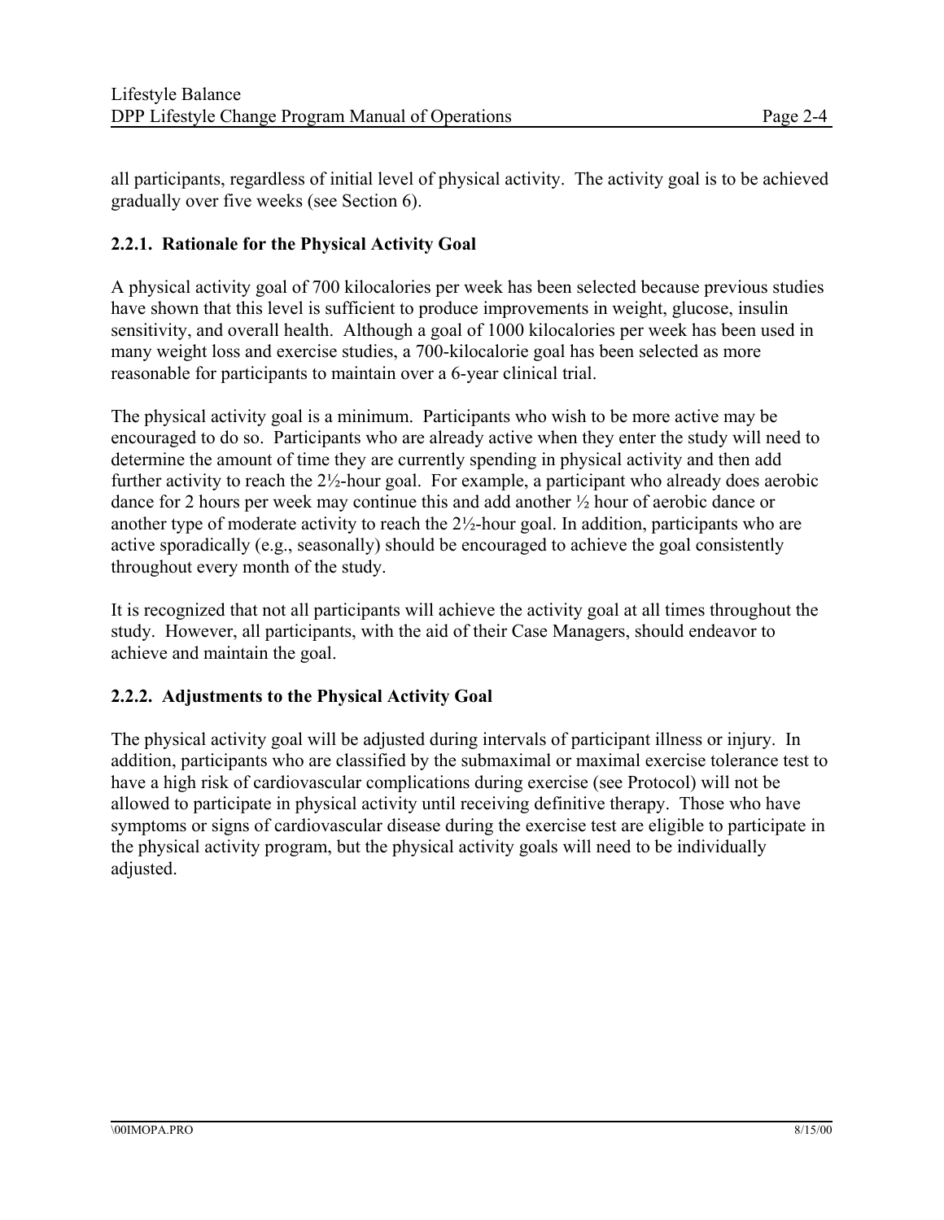all participants, regardless of initial level of physical activity. The activity goal is to be achieved gradually over five weeks (see Section 6).

### 2.2.1. Rationale for the Physical Activity Goal

A physical activity goal of 700 kilocalories per week has been selected because previous studies have shown that this level is sufficient to produce improvements in weight, glucose, insulin sensitivity, and overall health. Although a goal of 1000 kilocalories per week has been used in many weight loss and exercise studies, a 700-kilocalorie goal has been selected as more reasonable for participants to maintain over a 6-year clinical trial.

The physical activity goal is a minimum. Participants who wish to be more active may be encouraged to do so. Participants who are already active when they enter the study will need to determine the amount of time they are currently spending in physical activity and then add further activity to reach the 2½-hour goal. For example, a participant who already does aerobic dance for 2 hours per week may continue this and add another ½ hour of aerobic dance or another type of moderate activity to reach the 2½-hour goal. In addition, participants who are active sporadically (e.g., seasonally) should be encouraged to achieve the goal consistently throughout every month of the study.

It is recognized that not all participants will achieve the activity goal at all times throughout the study. However, all participants, with the aid of their Case Managers, should endeavor to achieve and maintain the goal.

### 2.2.2. Adjustments to the Physical Activity Goal

The physical activity goal will be adjusted during intervals of participant illness or injury. In addition, participants who are classified by the submaximal or maximal exercise tolerance test to have a high risk of cardiovascular complications during exercise (see Protocol) will not be allowed to participate in physical activity until receiving definitive therapy. Those who have symptoms or signs of cardiovascular disease during the exercise test are eligible to participate in the physical activity program, but the physical activity goals will need to be individually adjusted.